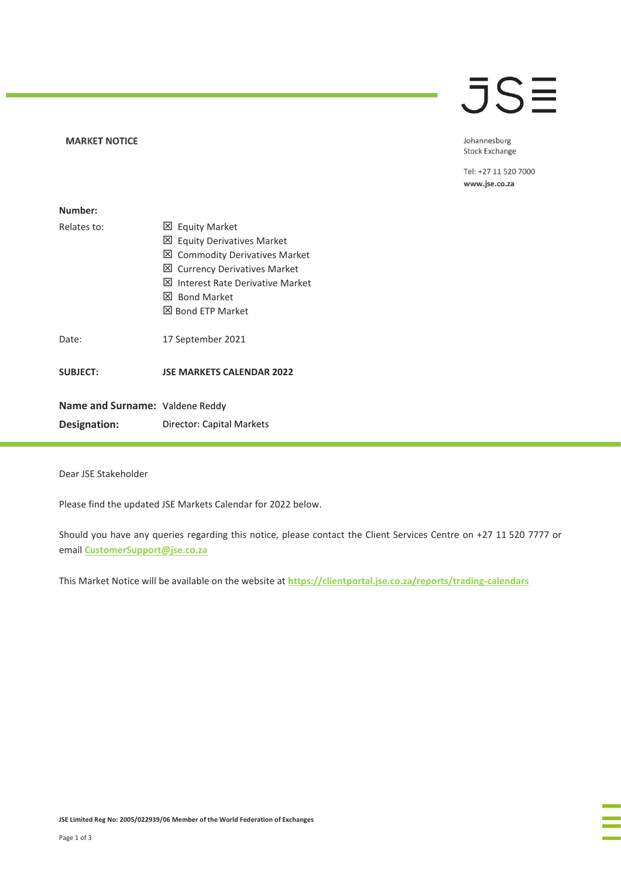**MARKET NOTICE**

Johannesburg
Stock Exchange

Tel: +27 11 520 7000
**www.jse.co.za**

| | |
|---|---|
| **Number:** | |
| Relates to: | ☒ Equity Market<br>☒ Equity Derivatives Market<br>☒ Commodity Derivatives Market<br>☒ Currency Derivatives Market<br>☒ Interest Rate Derivative Market<br>☒ Bond Market<br>☒ Bond ETP Market |
| Date: | 17 September 2021 |
| **SUBJECT:** | **JSE MARKETS CALENDAR 2022** |
| **Name and Surname:** | Valdene Reddy |
| **Designation:** | Director: Capital Markets |

Dear JSE Stakeholder

Please find the updated JSE Markets Calendar for 2022 below.

Should you have any queries regarding this notice, please contact the Client Services Centre on +27 11 520 7777 or email **CustomerSupport@jse.co.za**

This Market Notice will be available on the website at **https://clientportal.jse.co.za/reports/trading-calendars**

**JSE Limited Reg No: 2005/022939/06 Member of the World Federation of Exchanges**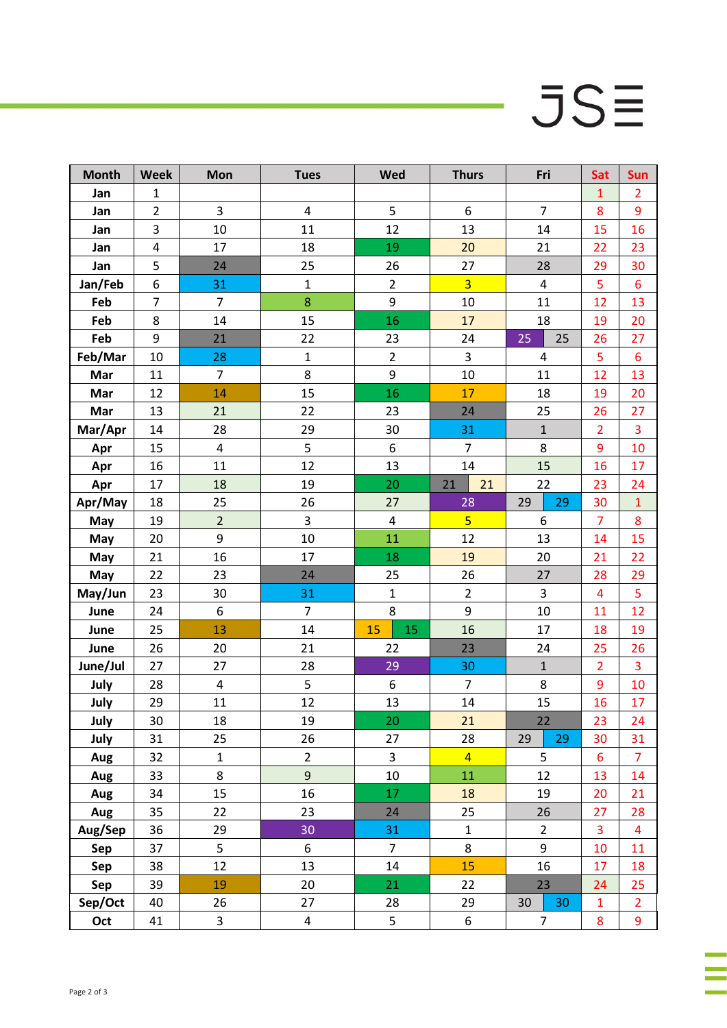| Month | Week | Mon | Tues | Wed | Thurs | Fri | Sat | Sun |
|---|---|---|---|---|---|---|---|---|
| Jan | 1 | | | | | | 1 | 2 |
| Jan | 2 | 3 | 4 | 5 | 6 | 7 | 8 | 9 |
| Jan | 3 | 10 | 11 | 12 | 13 | 14 | 15 | 16 |
| Jan | 4 | 17 | 18 | 19 | 20 | 21 | 22 | 23 |
| Jan | 5 | 24 | 25 | 26 | 27 | 28 | 29 | 30 |
| Jan/Feb | 6 | 31 | 1 | 2 | 3 | 4 | 5 | 6 |
| Feb | 7 | 7 | 8 | 9 | 10 | 11 | 12 | 13 |
| Feb | 8 | 14 | 15 | 16 | 17 | 18 | 19 | 20 |
| Feb | 9 | 21 | 22 | 23 | 24 | 25 25 | 26 | 27 |
| Feb/Mar | 10 | 28 | 1 | 2 | 3 | 4 | 5 | 6 |
| Mar | 11 | 7 | 8 | 9 | 10 | 11 | 12 | 13 |
| Mar | 12 | 14 | 15 | 16 | 17 | 18 | 19 | 20 |
| Mar | 13 | 21 | 22 | 23 | 24 | 25 | 26 | 27 |
| Mar/Apr | 14 | 28 | 29 | 30 | 31 | 1 | 2 | 3 |
| Apr | 15 | 4 | 5 | 6 | 7 | 8 | 9 | 10 |
| Apr | 16 | 11 | 12 | 13 | 14 | 15 | 16 | 17 |
| Apr | 17 | 18 | 19 | 20 | 21 21 | 22 | 23 | 24 |
| Apr/May | 18 | 25 | 26 | 27 | 28 | 29 29 | 30 | 1 |
| May | 19 | 2 | 3 | 4 | 5 | 6 | 7 | 8 |
| May | 20 | 9 | 10 | 11 | 12 | 13 | 14 | 15 |
| May | 21 | 16 | 17 | 18 | 19 | 20 | 21 | 22 |
| May | 22 | 23 | 24 | 25 | 26 | 27 | 28 | 29 |
| May/Jun | 23 | 30 | 31 | 1 | 2 | 3 | 4 | 5 |
| June | 24 | 6 | 7 | 8 | 9 | 10 | 11 | 12 |
| June | 25 | 13 | 14 | 15 15 | 16 | 17 | 18 | 19 |
| June | 26 | 20 | 21 | 22 | 23 | 24 | 25 | 26 |
| June/Jul | 27 | 27 | 28 | 29 | 30 | 1 | 2 | 3 |
| July | 28 | 4 | 5 | 6 | 7 | 8 | 9 | 10 |
| July | 29 | 11 | 12 | 13 | 14 | 15 | 16 | 17 |
| July | 30 | 18 | 19 | 20 | 21 | 22 | 23 | 24 |
| July | 31 | 25 | 26 | 27 | 28 | 29 29 | 30 | 31 |
| Aug | 32 | 1 | 2 | 3 | 4 | 5 | 6 | 7 |
| Aug | 33 | 8 | 9 | 10 | 11 | 12 | 13 | 14 |
| Aug | 34 | 15 | 16 | 17 | 18 | 19 | 20 | 21 |
| Aug | 35 | 22 | 23 | 24 | 25 | 26 | 27 | 28 |
| Aug/Sep | 36 | 29 | 30 | 31 | 1 | 2 | 3 | 4 |
| Sep | 37 | 5 | 6 | 7 | 8 | 9 | 10 | 11 |
| Sep | 38 | 12 | 13 | 14 | 15 | 16 | 17 | 18 |
| Sep | 39 | 19 | 20 | 21 | 22 | 23 | 24 | 25 |
| Sep/Oct | 40 | 26 | 27 | 28 | 29 | 30 30 | 1 | 2 |
| Oct | 41 | 3 | 4 | 5 | 6 | 7 | 8 | 9 |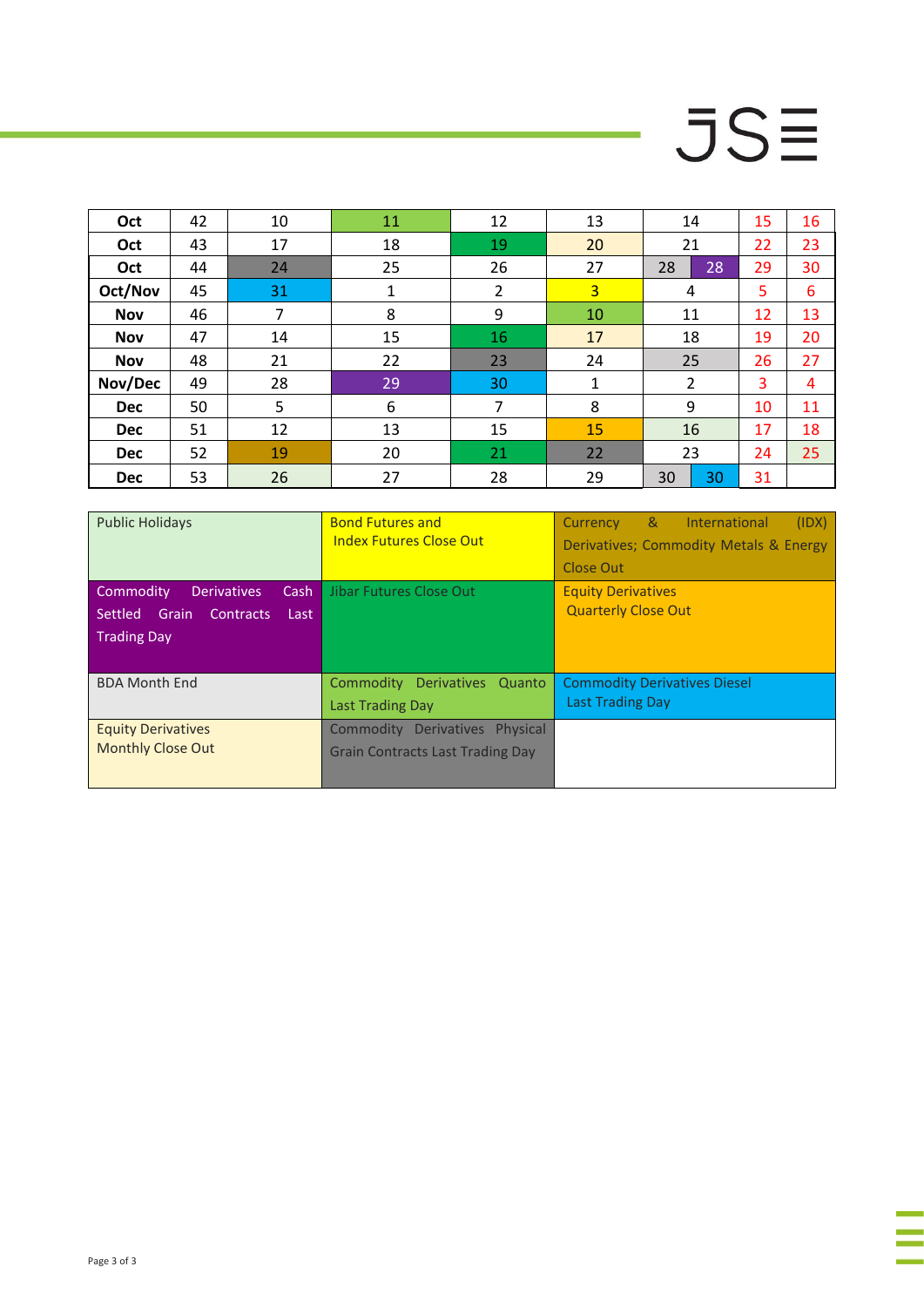| | | | | | | | | |
|---|---|---|---|---|---|---|---|---|
| **Oct** | 42 | 10 | 11 | 12 | 13 | 14 | 15 | 16 |
| **Oct** | 43 | 17 | 18 | 19 | 20 | 21 | 22 | 23 |
| **Oct** | 44 | 24 | 25 | 26 | 27 | 28 28 | 29 | 30 |
| **Oct/Nov** | 45 | 31 | 1 | 2 | 3 | 4 | 5 | 6 |
| **Nov** | 46 | 7 | 8 | 9 | 10 | 11 | 12 | 13 |
| **Nov** | 47 | 14 | 15 | 16 | 17 | 18 | 19 | 20 |
| **Nov** | 48 | 21 | 22 | 23 | 24 | 25 | 26 | 27 |
| **Nov/Dec** | 49 | 28 | 29 | 30 | 1 | 2 | 3 | 4 |
| **Dec** | 50 | 5 | 6 | 7 | 8 | 9 | 10 | 11 |
| **Dec** | 51 | 12 | 13 | 15 | 15 | 16 | 17 | 18 |
| **Dec** | 52 | 19 | 20 | 21 | 22 | 23 | 24 | 25 |
| **Dec** | 53 | 26 | 27 | 28 | 29 | 30 30 | 31 | |

| | | |
|---|---|---|
| Public Holidays | Bond Futures and Index Futures Close Out | Currency & International (IDX) Derivatives; Commodity Metals & Energy Close Out |
| Commodity Derivatives Cash Settled Grain Contracts Last Trading Day | Jibar Futures Close Out | Equity Derivatives Quarterly Close Out |
| BDA Month End | Commodity Derivatives Quanto Last Trading Day | Commodity Derivatives Diesel Last Trading Day |
| Equity Derivatives Monthly Close Out | Commodity Derivatives Physical Grain Contracts Last Trading Day | |